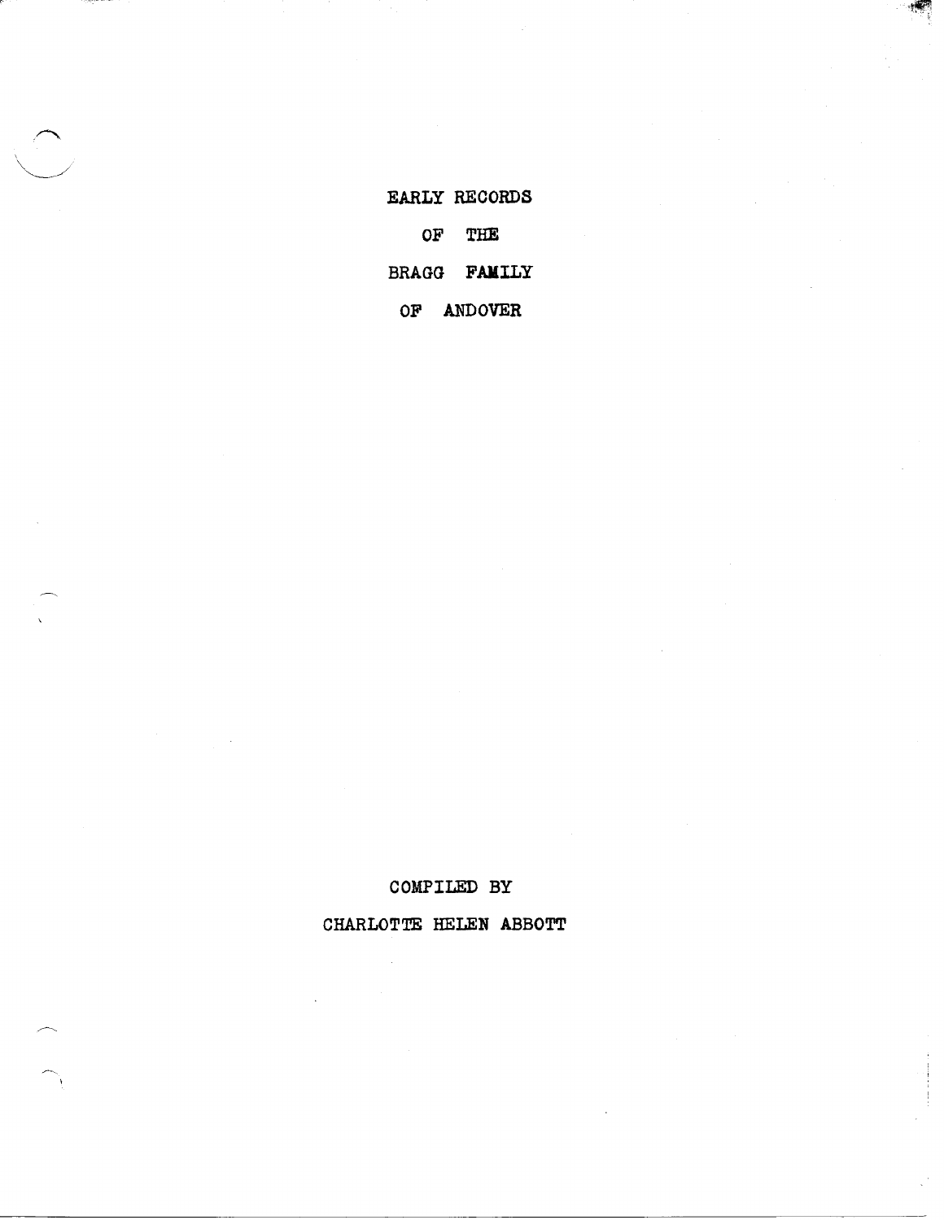# EARLY RECORDS

# OF THE

# BRAGG FAMILY

# OF ANDOVER

COMPILED BY

CHARLOTTE HELEN ABBOTT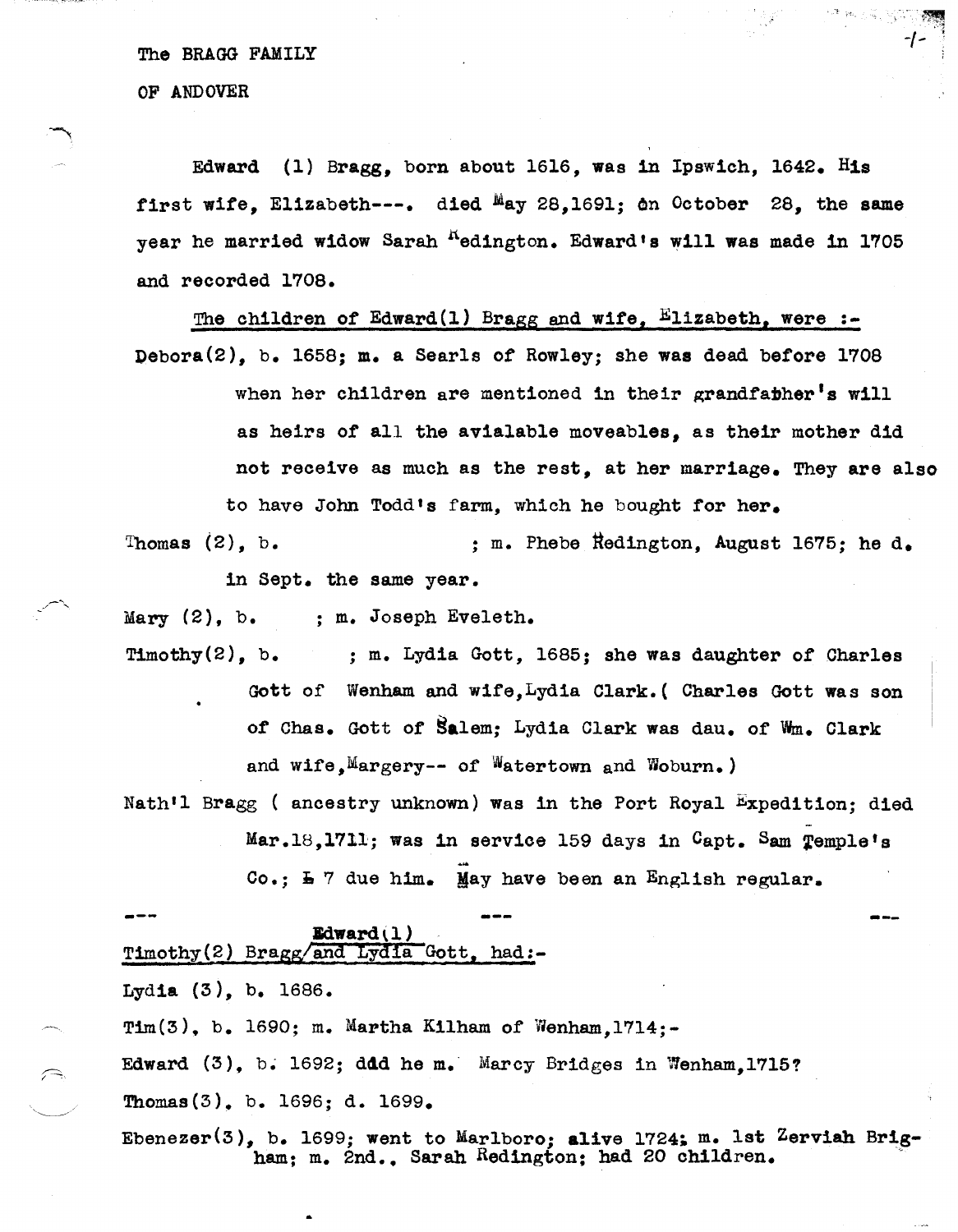The BRAGG FAMILY

OF ANDOVER

Edward (1) Bragg, born about 1616, was in Ipswich, 1642. His first wife, Elizabeth---. died May 28,1691; on October 28, the same year he married widow Sarah Redington. Edward's will was made in 1705 and recorded 1708.

The children of Edward(1) Bragg and wife, Elizabeth, were :-

Debora(2), b. 1658; m. a Searls of Rowley; she was dead before 1708 when her children are mentioned in their grandfather's will as heirs of all the avialable moveables, as their mother did not receive as much as the rest, at her marriage. They are also to have John Todd's farm, which he bought for her.

Thomas (2), b. ; m. Phebe Redington, August 1675; he d. in Sept. the same year.

Mary (2), b. ; m. Joseph Eveleth.

Timothy(2), b. ; m. Lydia Gott, 1685; she was daughter of Charles Gott of Wenham and wife,Lydia Clark.( Charles Gott was son of Chas. Gott of Salem; Lydia Clark was dau. of Wm. Clark and wife,Margery-- of Watertown and Woburn.)

Nath'l Bragg ( ancestry unknown) was in the Port Royal Expedition; died Mar.18,1711; was in service 159 days in Capt. Sam Temple's Co.; £ 7 due him. May have been an English regular.

--- --- ---

Timothy(2) Bragg/Edward(1) and Lydia Gott, had:-

Lydia (3), b. 1686.

Tim(3), b. 1690; m. Martha Kilham of Wenham,1714;-

Edward (3), b. 1692; did he m. Marcy Bridges in Wenham,1715?

Thomas(3), b. 1696; d. 1699.

Ebenezer(3), b. 1699; went to Marlboro; alive 1724; m. 1st Zerviah Brigham; m. 2nd., Sarah Redington; had 20 children.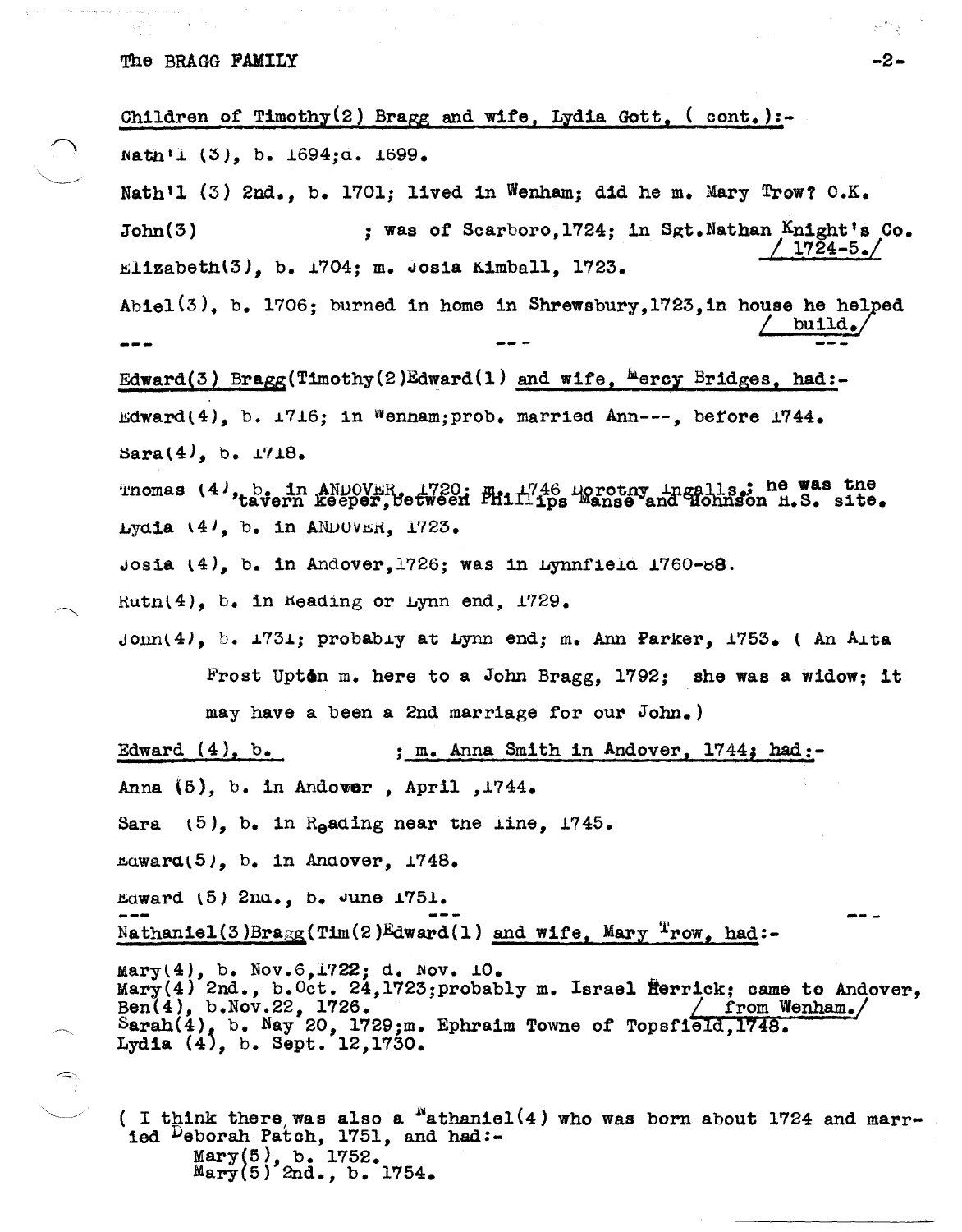Children of Timothy(2) Bragg and wife, Lydia Gott, ( cont.):-

Nath'l (3), b. 1694;d. 1699.

Nath'l (3) 2nd., b. 1701; lived in Wenham; did he m. Mary Trow? O.K.

John(3) ; was of Scarboro,1724; in Sgt.Nathan Knight's Co. / 1724-5./

Elizabeth(3), b. 1704; m. Josia Kimball, 1723.

Abiel(3), b. 1706; burned in home in Shrewsbury,1723,in house he helped / build./

--- --- ---

Edward(3) Bragg(Timothy(2)Edward(1) and wife, Mercy Bridges, had:-

Edward(4), b. 1716; in Wenham;prob. married Ann---, before 1744.

Sara(4), b. 1718.

Thomas (4), b. in ANDOVER, 1720; m. 1746 Dorothy Ingalls.; he was the tavern keeper,between Phillips Manse and Johnson H.S. site.

Lydia (4), b. in ANDOVER, 1723.

Josia (4), b. in Andover,1726; was in Lynnfield 1760-68.

Ruth(4), b. in Reading or Lynn end, 1729.

John(4), b. 1731; probably at Lynn end; m. Ann Parker, 1753. ( An Alta Frost Upton m. here to a John Bragg, 1792; she was a widow; it may have a been a 2nd marriage for our John.)

Edward (4), b. ; m. Anna Smith in Andover, 1744; had:-

Anna (5), b. in Andower , April ,1744.

Sara (5), b. in Reading near the line, 1745.

Edward(5), b. in Andover, 1748.

Edward (5) 2nd., b. June 1751.

--- --- ---

Nathaniel(3)Bragg(Tim(2)Edward(1) and wife, Mary Trow, had:-

Mary(4), b. Nov.6,1722; d. Nov. 10.
Mary(4) 2nd., b.Oct. 24,1723;probably m. Israel Herrick; came to Andover, / from Wenham./
Ben(4), b.Nov.22, 1726.
Sarah(4), b. May 20, 1729;m. Ephraim Towne of Topsfield,1748.
Lydia (4), b. Sept. 12,1730.

( I think there was also a Nathaniel(4) who was born about 1724 and married Deborah Patch, 1751, and had:-
Mary(5), b. 1752.
Mary(5) 2nd., b. 1754.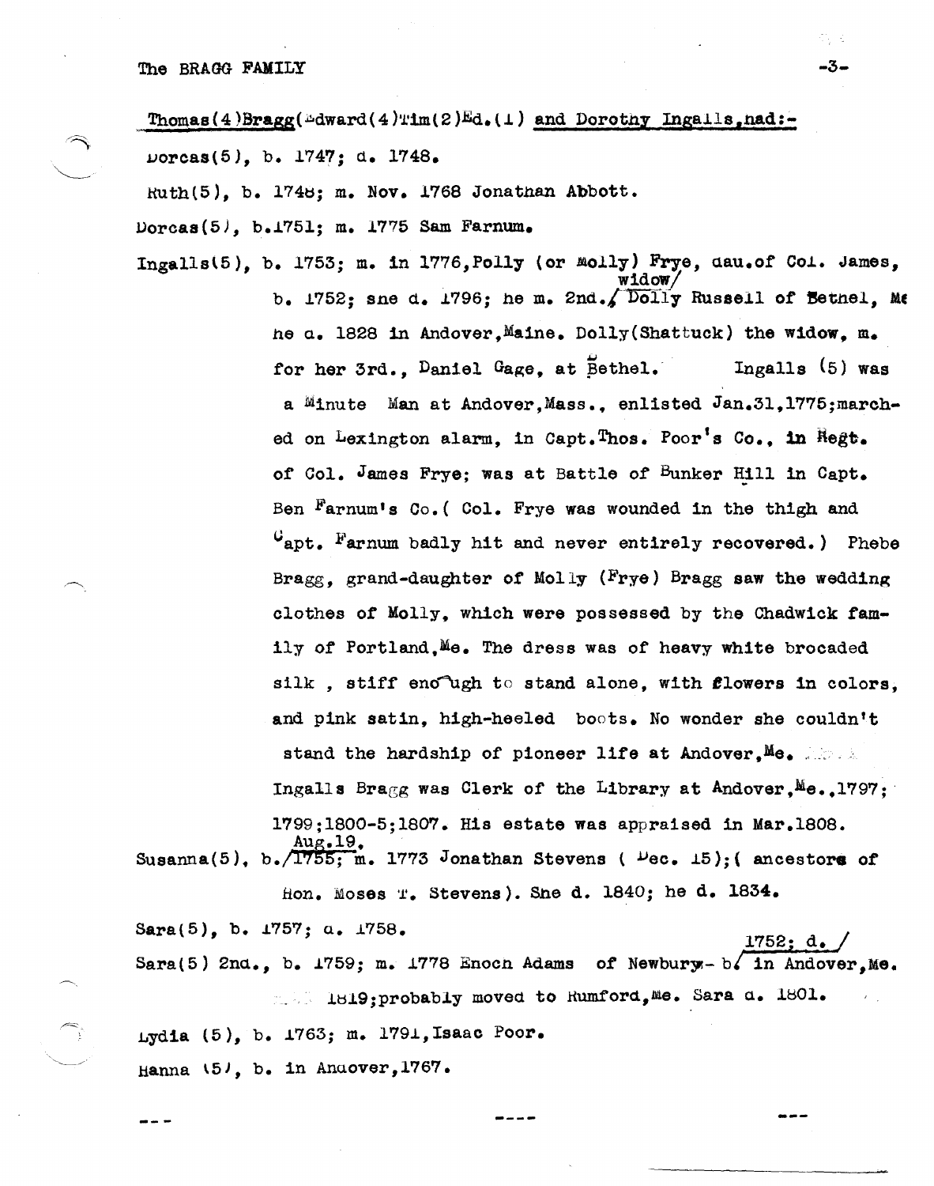Thomas(4)Bragg(Edward(4)Tim(2)Ed.(1) and Dorothy Ingalls, had:-

Dorcas(5), b. 1747; d. 1748.

Ruth(5), b. 1748; m. Nov. 1768 Jonathan Abbott.

Dorcas(5), b.1751; m. 1775 Sam Farnum.

Ingalls(5), b. 1753; m. in 1776, Polly (or Molly) Frye, dau.of Col. James, b. 1752; she d. 1796; he m. 2nd., widow Dolly Russell of Bethel, Me he d. 1828 in Andover, Maine. Dolly(Shattuck) the widow, m. for her 3rd., Daniel Gage, at Bethel. Ingalls (5) was a Minute Man at Andover, Mass., enlisted Jan.31,1775; marched on Lexington alarm, in Capt. Thos. Poor's Co., in Regt. of Col. James Frye; was at Battle of Bunker Hill in Capt. Ben Farnum's Co.( Col. Frye was wounded in the thigh and Capt. Farnum badly hit and never entirely recovered.) Phebe Bragg, grand-daughter of Molly (Frye) Bragg saw the wedding clothes of Molly, which were possessed by the Chadwick family of Portland, Me. The dress was of heavy white brocaded silk , stiff enough to stand alone, with flowers in colors, and pink satin, high-heeled boots. No wonder she couldn't stand the hardship of pioneer life at Andover, Me. Ingalls Bragg was Clerk of the Library at Andover, Me., 1797; 1799;1800-5;1807. His estate was appraised in Mar.1808.

Susanna(5), b. Aug.19, 1755; m. 1773 Jonathan Stevens ( Dec. 15);( ancestors of Hon. Moses T. Stevens). She d. 1840; he d. 1834.

Sara(5), b. 1757; d. 1758.

Sara(5) 2nd., b. 1759; m. 1778 Enoch Adams of Newbury- b. 1752; d. in Andover, Me. 1819; probably moved to Rumford, Me. Sara d. 1801.

Lydia (5), b. 1763; m. 1791, Isaac Poor.

Hanna (5), b. in Andover, 1767.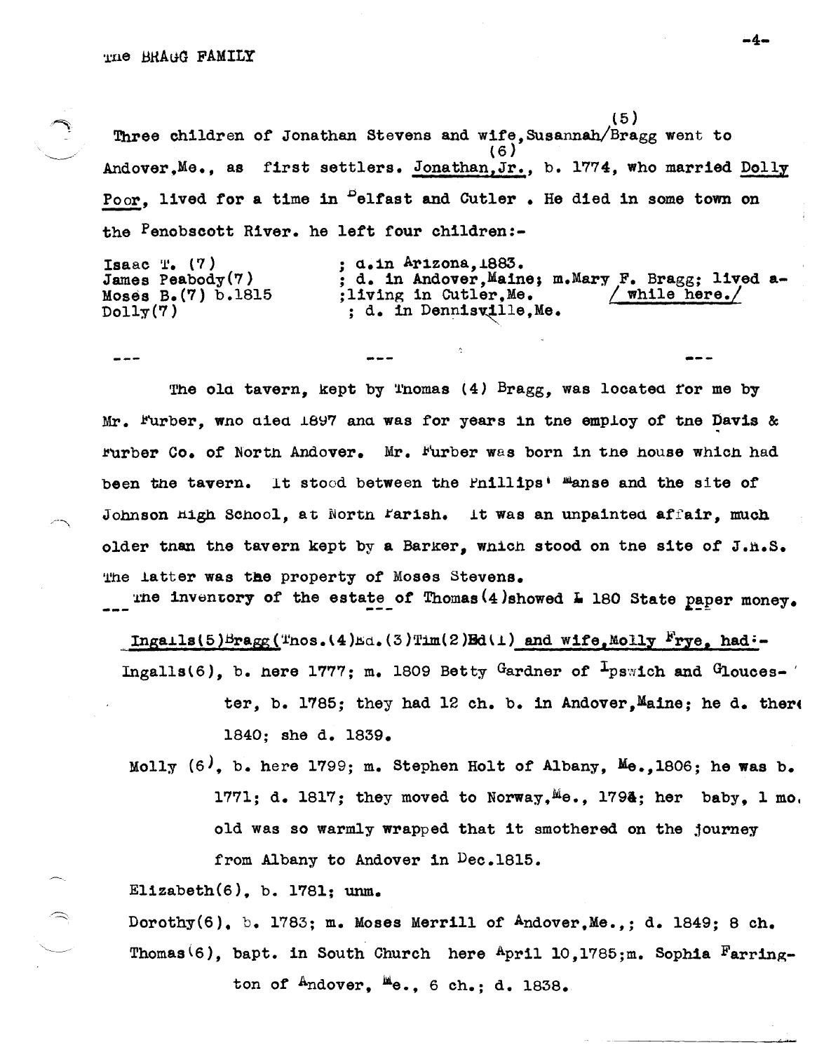Three children of Jonathan Stevens and wife, Susannah (5) Bragg went to Andover, Me., as first settlers. Jonathan, Jr. (6), b. 1774, who married Dolly Poor, lived for a time in Belfast and Cutler. He died in some town on the Penobscott River. he left four children:-

| | |
|---|---|
| Isaac T. (7) | ; d. in Arizona, 1883. |
| James Peabody (7) | ; d. in Andover, Maine; m. Mary F. Bragg; lived awhile here. |
| Moses B. (7) b. 1815 | ; living in Cutler, Me. |
| Dolly (7) | ; d. in Dennisville, Me. |

--- --- ---

The old tavern, kept by Thomas (4) Bragg, was located for me by Mr. Furber, who died 1897 and was for years in the employ of the Davis & Furber Co. of North Andover. Mr. Furber was born in the house which had been the tavern. It stood between the Phillips' Manse and the site of Johnson High School, at North Parish. It was an unpainted affair, much older than the tavern kept by a Barker, which stood on the site of J.H.S. The latter was the property of Moses Stevens.

The inventory of the estate of Thomas (4) showed £ 180 State paper money.

Ingalls(5) Bragg (Thos.(4) Ed.(3) Tim(2) Ed(1) and wife, Molly Frye, had:-

Ingalls(6), b. here 1777; m. 1809 Betty Gardner of Ipswich and Gloucester, b. 1785; they had 12 ch. b. in Andover, Maine; he d. there 1840; she d. 1839.

Molly (6), b. here 1799; m. Stephen Holt of Albany, Me., 1806; he was b. 1771; d. 1817; they moved to Norway, Me., 1798; her baby, 1 mo. old was so warmly wrapped that it smothered on the journey from Albany to Andover in Dec. 1815.

Elizabeth(6), b. 1781; unm.

Dorothy(6), b. 1783; m. Moses Merrill of Andover, Me.,; d. 1849; 8 ch.

Thomas(6), bapt. in South Church here April 10, 1785; m. Sophia Farrington of Andover, Me., 6 ch.; d. 1838.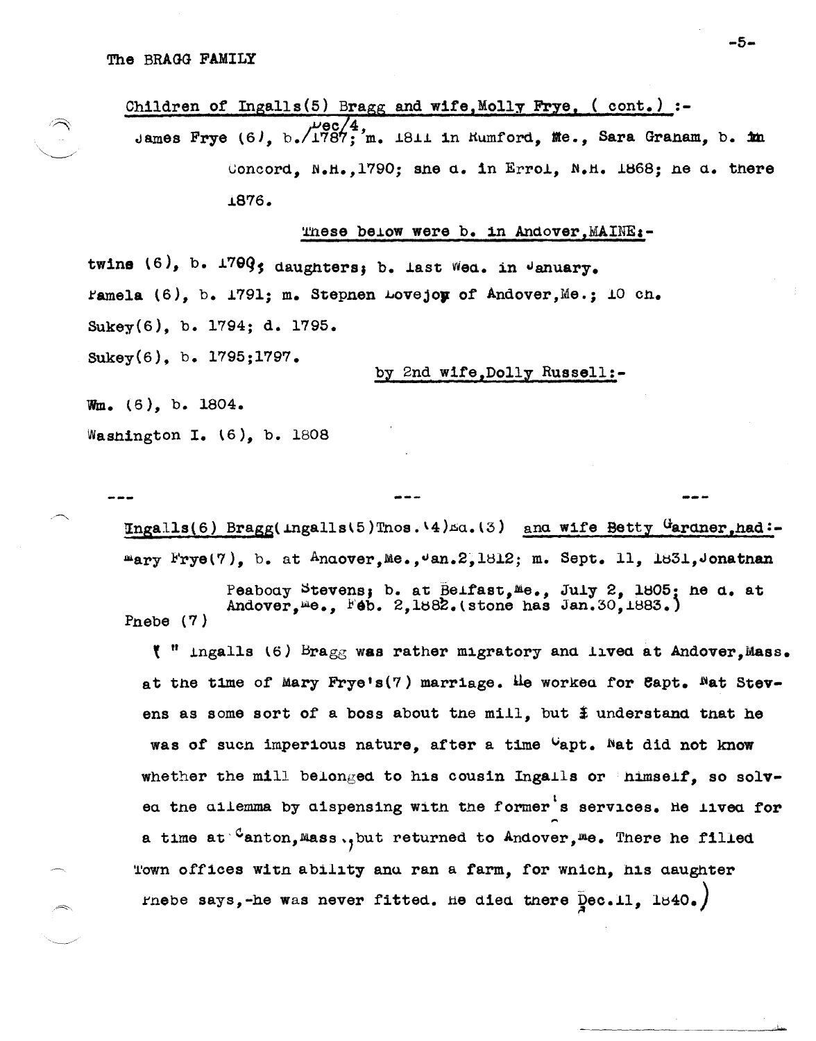The BRAGG FAMILY

Children of Ingalls(5) Bragg and wife, Molly Frye, ( cont.) :-

James Frye (6), b. Dec/4, 1787; m. 1811 in Rumford, Me., Sara Graham, b. in Concord, N.H., 1790; she d. in Errol, N.H. 1868; he d. there 1876.

These below were b. in Andover, MAINE:-

twins (6), b. 1789; daughters; b. last Wed. in January.

Pamela (6), b. 1791; m. Stephen Lovejoy of Andover, Me.; 10 ch.

Sukey(6), b. 1794; d. 1795.

Sukey(6), b. 1795;1797.

by 2nd wife, Dolly Russell:-

Wm. (6), b. 1804.

Washington I. (6), b. 1808

--- --- ---

Ingalls(6) Bragg(Ingalls(5)Thos.(4)Ed.(3) and wife Betty Gardner, had:-

Mary Frye(7), b. at Andover, Me., Jan.2, 1812; m. Sept. 11, 1831, Jonathan Peabody Stevens; b. at Belfast, Me., July 2, 1805; he d. at Andover, Me., Feb. 2, 1882. (stone has Jan.30, 1883.)

Phebe (7)

( " Ingalls (6) Bragg was rather migratory and lived at Andover, Mass. at the time of Mary Frye's(7) marriage. He worked for Capt. Nat Stevens as some sort of a boss about the mill, but I understand that he was of such imperious nature, after a time Capt. Nat did not know whether the mill belonged to his cousin Ingalls or himself, so solved the dilemma by dispensing with the former's services. He lived for a time at Canton, Mass., but returned to Andover, Me. There he filled Town offices with ability and ran a farm, for which, his daughter Phebe says,-he was never fitted. He died there Dec.11, 1840.)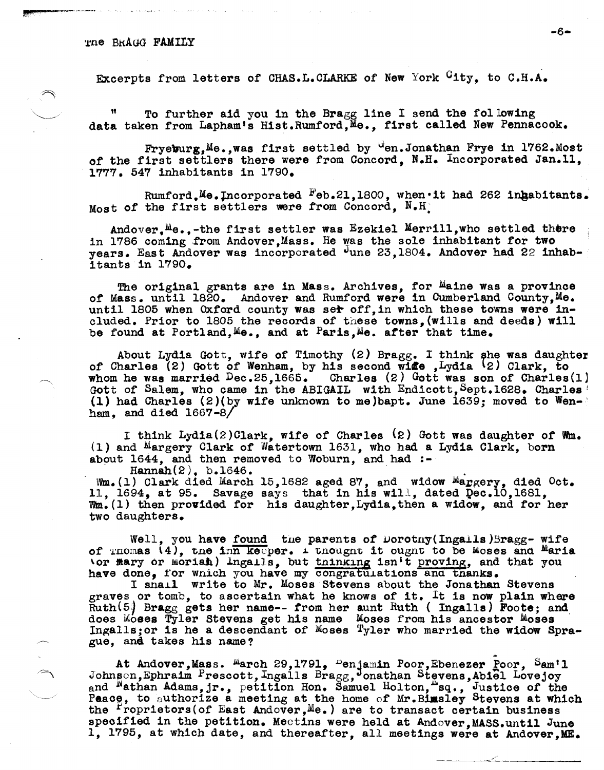THE BRAGG FAMILY

Excerpts from letters of CHAS.L.CLARKE of New York City, to C.H.A.

" To further aid you in the Bragg line I send the following data taken from Lapham's Hist.Rumford,Me., first called New Pennacook.

Fryeburg,Me.,was first settled by Gen.Jonathan Frye in 1762.Most of the first settlers there were from Concord, N.H. Incorporated Jan.11, 1777. 547 inhabitants in 1790.

Rumford,Me.Incorporated Feb.21,1800, when it had 262 inhabitants. Most of the first settlers were from Concord, N.H.

Andover,Me.,-the first settler was Ezekiel Merrill,who settled there in 1786 coming from Andover,Mass. He was the sole inhabitant for two years. East Andover was incorporated June 23,1804. Andover had 22 inhabitants in 1790.

The original grants are in Mass. Archives, for Maine was a province of Mass. until 1820. Andover and Rumford were in Cumberland County,Me. until 1805 when Oxford county was set off,in which these towns were included. Prior to 1805 the records of these towns,(wills and deeds) will be found at Portland,Me., and at Paris,Me. after that time.

About Lydia Gott, wife of Timothy (2) Bragg. I think she was daughter of Charles (2) Gott of Wenham, by his second wife ,Lydia (2) Clark, to whom he was married Dec.25,1665. Charles (2) Gott was son of Charles(1) Gott of Salem, who came in the ABIGAIL with Endicott,Sept.1628. Charles (1) had Charles (2)(by wife unknown to me)bapt. June 1639; moved to Wenham, and died 1667-8/

I think Lydia(2)Clark, wife of Charles (2) Gott was daughter of Wm. (1) and Margery Clark of Watertown 1631, who had a Lydia Clark, born about 1644, and then removed to Woburn, and had :-
Hannah(2), b.1646.
Wm.(1) Clark died March 15,1682 aged 87, and widow Margery, died Oct. 11, 1694, at 95. Savage says that in his will, dated Dec.10,1681, Wm.(1) then provided for his daughter,Lydia,then a widow, and for her two daughters.

Well, you have <u>found</u> the parents of Dorothy(Ingalls)Bragg- wife of Thomas (4), the <u>inn keeper</u>. I thought it ought to be Moses and Maria (or Mary or Moriah) Ingalls, but <u>thinking</u> isn't <u>proving</u>, and that you have done, for which you have my <u>congratulations and thanks</u>.

I shall write to Mr. Moses Stevens about the Jonathan Stevens graves or tomb, to ascertain what he knows of it. It is now plain where Ruth(5) Bragg gets her name-- from her aunt Ruth ( Ingalls) Foote; and does Moses Tyler Stevens get his name Moses from his ancestor Moses Ingalls;or is he a descendant of Moses Tyler who married the widow Sprague, and takes his name?

At Andover,Mass. March 29,1791, Benjamin Poor,Ebenezer Poor, Sam'l Johnson,Ephraim Prescott,Ingalls Bragg,Jonathan Stevens,Abiel Lovejoy and Nathan Adams,jr., petition Hon. Samuel Holton,Esq., Justice of the Peace, to authorize a meeting at the home of Mr.Bimsley Stevens at which the Proprietors(of East Andover,Me.) are to transact certain business specified in the petition. Meetins were held at Andover,MASS.until June 1, 1795, at which date, and thereafter, all meetings were at Andover,ME.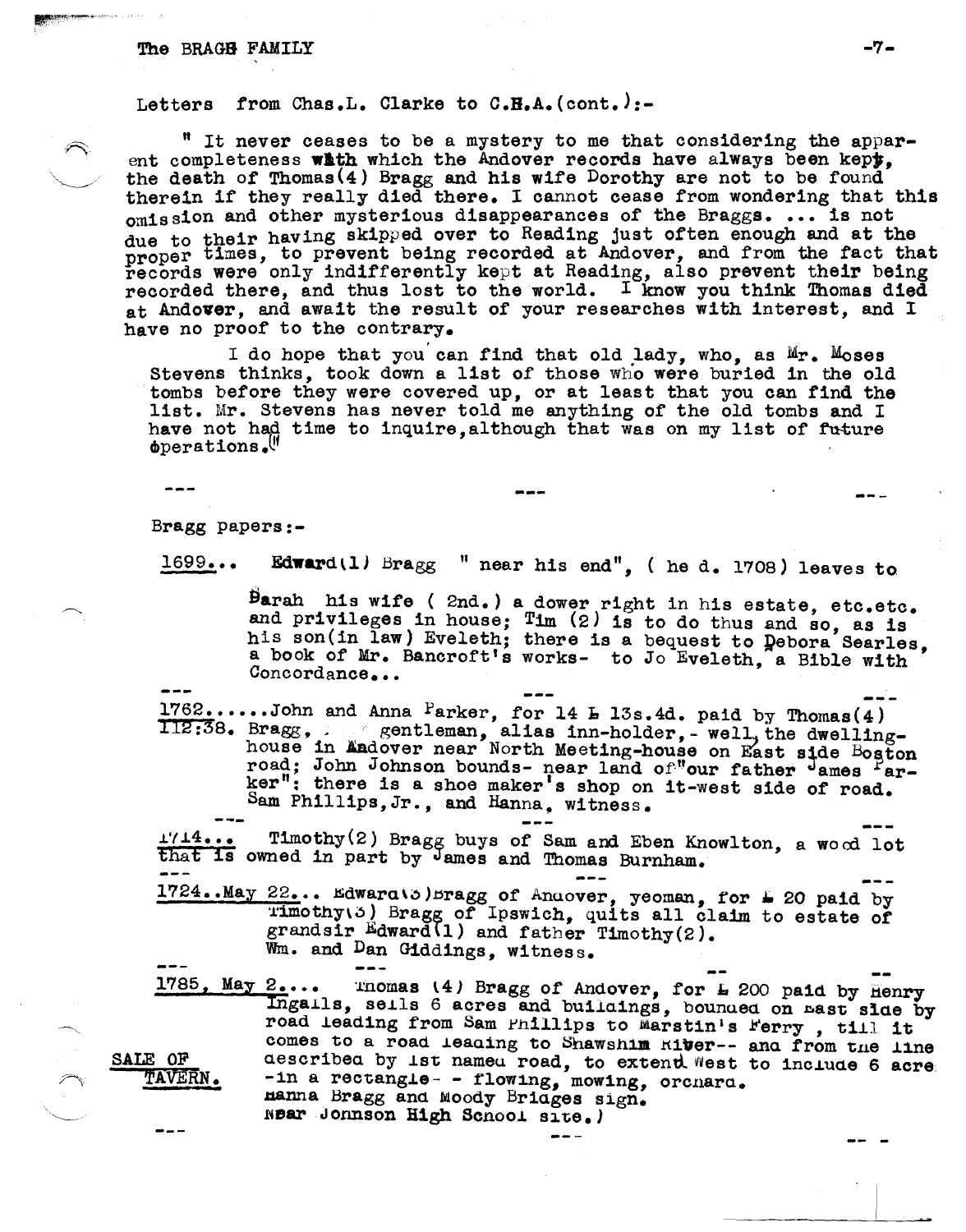Letters from Chas.L. Clarke to C.H.A.(cont.):-

" It never ceases to be a mystery to me that considering the apparent completeness with which the Andover records have always been kept, the death of Thomas(4) Bragg and his wife Dorothy are not to be found therein if they really died there. I cannot cease from wondering that this omission and other mysterious disappearances of the Braggs. ... is not due to their having skipped over to Reading just often enough and at the proper times, to prevent being recorded at Andover, and from the fact that records were only indifferently kept at Reading, also prevent their being recorded there, and thus lost to the world. I know you think Thomas died at Andover, and await the result of your researches with interest, and I have no proof to the contrary.

I do hope that you can find that old lady, who, as Mr. Moses Stevens thinks, took down a list of those who were buried in the old tombs before they were covered up, or at least that you can find the list. Mr. Stevens has never told me anything of the old tombs and I have not had time to inquire, although that was on my list of future operations."

--- --- ---

Bragg papers:-

1699... **Edward**(1) Bragg " near his end", ( he d. 1708) leaves to Sarah his wife ( 2nd.) a dower right in his estate, etc.etc. and privileges in house; Tim (2) is to do thus and so, as is his son(in law) Eveleth; there is a bequest to Debora Searles, a book of Mr. Bancroft's works- to Jo Eveleth, a Bible with Concordance...

--- --- ---

1762......John and Anna Parker, for 14 £ 13s.4d. paid by Thomas(4)
112:38. Bragg, gentleman, alias inn-holder,- well, the dwelling-house in Andover near North Meeting-house on East side Boston road; John Johnson bounds- near land of "our father James Parker": there is a shoe maker's shop on it-west side of road. Sam Phillips,Jr., and Hanna, witness.

--- --- ---

1714... Timothy(2) Bragg buys of Sam and Eben Knowlton, a wood lot that is owned in part by James and Thomas Burnham.

--- --- ---

1724..May 22... Edward(3)Bragg of Andover, yeoman, for £ 20 paid by Timothy(3) Bragg of Ipswich, quits all claim to estate of grandsir Edward(1) and father Timothy(2).
Wm. and Dan Giddings, witness.

--- --- ---

1785, May 2.... Thomas (4) Bragg of Andover, for £ 200 paid by Henry Ingalls, sells 6 acres and buildings, bounded on East side by road leading from Sam Phillips to Marstin's Ferry , till it comes to a road leading to Shawshim River-- and from the line described by 1st named road, to extend West to include 6 acre -in a rectangle- - flowing, mowing, orchard.
Hanna Bragg and Moody Bridges sign.
Near Johnson High School site.)

SALE OF TAVERN.

--- --- ---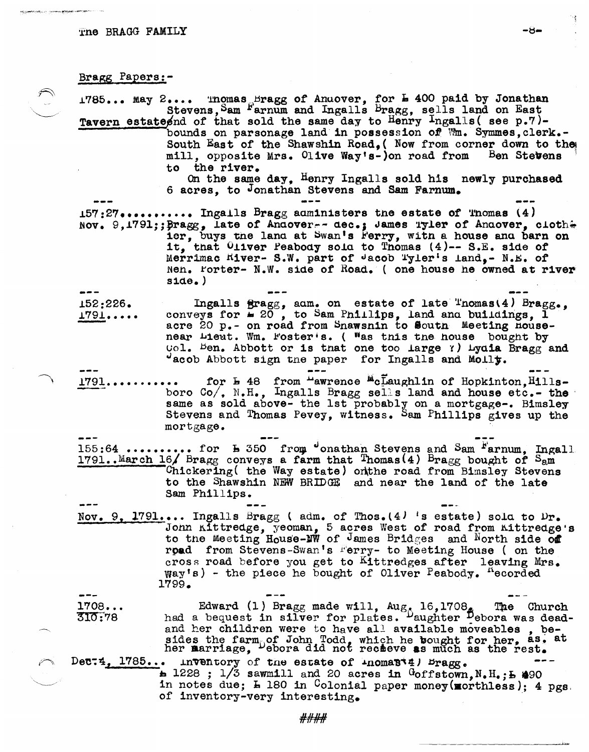Bragg Papers:-

1785... May 2.... Thomas Bragg of Andover, for £ 400 paid by Jonathan Stevens, Sam Farnum and Ingalls Bragg, sells land on East end of that sold the same day to Henry Ingalls( see p.7)- bounds on parsonage land in possession of Wm. Symmes, clerk.- South East of the Shawshin Road, ( Now from corner down to the mill, opposite Mrs. Olive Way's-)on road from Ben Stevens to the river.

Tavern estate

On the same day, Henry Ingalls sold his newly purchased 6 acres, to Jonathan Stevens and Sam Farnum.

--- --- ---

157:27........... Ingalls Bragg administers the estate of Thomas (4) Nov. 9,1791;;Bragg, late of Andover-- dec.; James Tyler of Andover, clothier, buys the land at Swan's Ferry, with a house and barn on it, that Oliver Peabody sold to Thomas (4)-- S.E. side of Merrimac River- S.W. part of Jacob Tyler's land,- N.E. of Neh. Porter- N.W. side of Road. ( one house he owned at river side.)

--- --- ---

152:226.
1791..... Ingalls Bragg, adm. on estate of late Thomas(4) Bragg., conveys for £ 20 , to Sam Phillips, land and buildings, 1 acre 20 p.- on road from Shawshin to South Meeting house- near Lieut. Wm. Foster's. ( "as this the house bought by Col. Ben. Abbott or is that one too large ?) Lydia Bragg and Jacob Abbott sign the paper for Ingalls and Molly.

--- --- ---

1791........... for £ 48 from Lawrence McLaughlin of Hopkinton, Hillsboro Co/, N.H., Ingalls Bragg sells land and house etc.- the same as sold above- the 1st probably on a mortgage-. Bimsley Stevens and Thomas Pevey, witness. Sam Phillips gives up the mortgage.

--- --- ---

155:64 .......... for £ 350 from Jonathan Stevens and Sam Farnum, Ingall 1791..March 16/ Bragg conveys a farm that Thomas(4) Bragg bought of Sam Chickering( the Way estate) on the road from Bimsley Stevens to the Shawshin NEW BRIDGE and near the land of the late Sam Phillips.

--- --- ---

Nov. 9, 1791.... Ingalls Bragg ( adm. of Thos.(4) 's estate) sold to Dr. John Kittredge, yeoman, 5 acres West of road from Kittredge's to the Meeting House-NW of James Bridges and North side of road from Stevens-Swan's Ferry- to Meeting House ( on the cross road before you get to Kittredges after leaving Mrs. Way's) - the piece he bought of Oliver Peabody. Recorded 1799.

--- --- ---

1708...
310:78 Edward (1) Bragg made will, Aug. 16,1708. The Church had a bequest in silver for plates. Daughter Debora was dead- and her children were to have all available moveables , besides the farm of John Todd, which he bought for her, as. at her marriage, Debora did not receive as much as the rest.

Dec. 4, 1785... Inventory of the estate of Thomas(4) Bragg. £ 1228 ; 1/3 sawmill and 20 acres in Goffstown, N.H.; £ 490 in notes due; £ 180 in Colonial paper money(worthless); 4 pgs. of inventory-very interesting.

####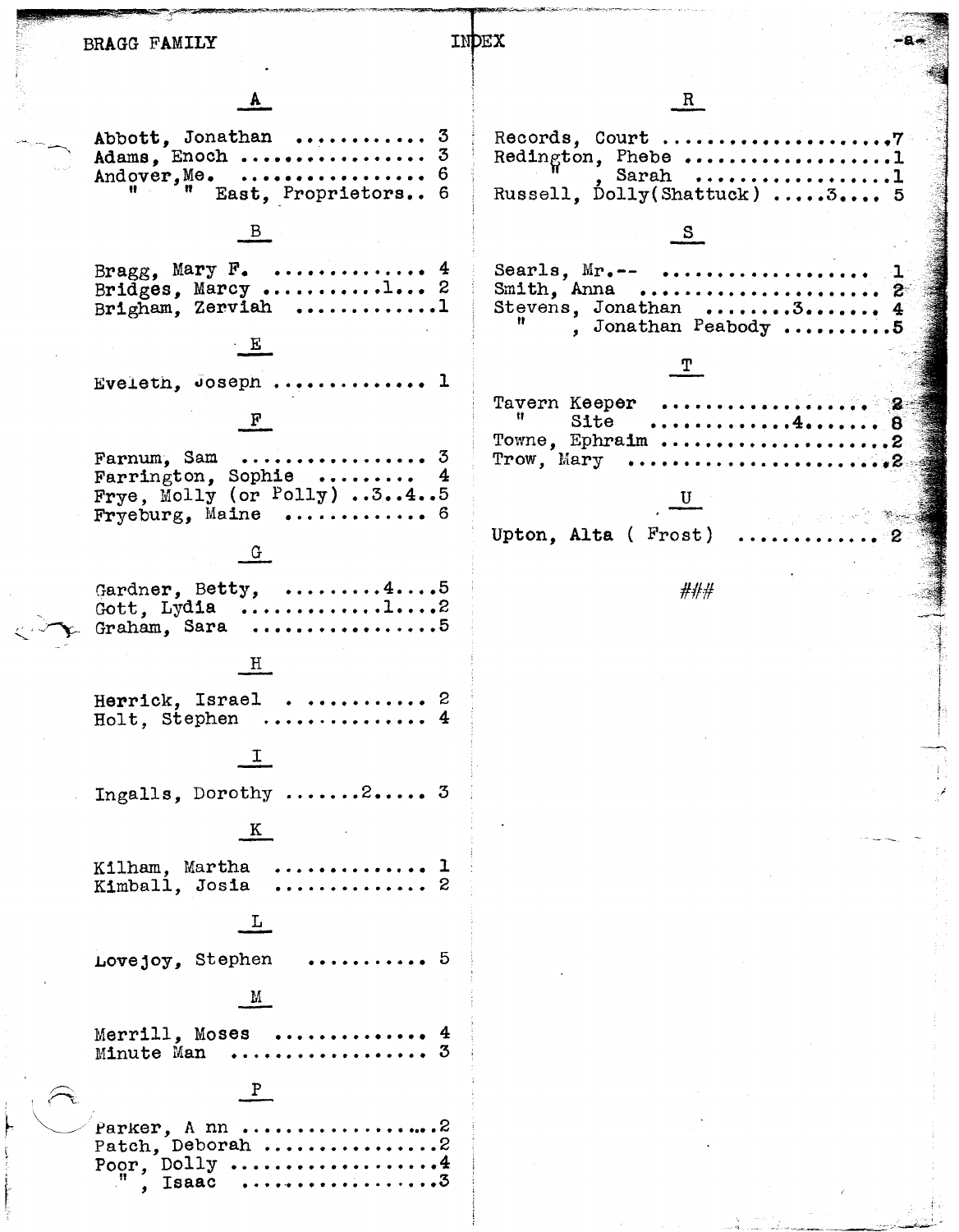BRAGG FAMILY INDEX

## A

Abbott, Jonathan ............ 3
Adams, Enoch ................. 3
Andover, Me. ................. 6
" " East, Proprietors.. 6

## B

Bragg, Mary F. .............. 4
Bridges, Marcy ..........1... 2
Brigham, Zerviah .............1

## E

Eveleth, Joseph ............. 1

## F

Farnum, Sam ................. 3
Farrington, Sophie ......... 4
Frye, Molly (or Polly) ..3..4..5
Fryeburg, Maine ............. 6

## G

Gardner, Betty, .........4....5
Gott, Lydia ............1....2
Graham, Sara .................5

## H

Herrick, Israel . ........... 2
Holt, Stephen ............... 4

## I

Ingalls, Dorothy .......2..... 3

## K

Kilham, Martha .............. 1
Kimball, Josia .............. 2

## L

Lovejoy, Stephen .......... 5

## M

Merrill, Moses .............. 4
Minute Man .................. 3

## P

Parker, A nn ..................2
Patch, Deborah ................2
Poor, Dolly ...................4
" , Isaac ...................3

## R

Records, Court ...................7
Redington, Phebe .................1
" , Sarah ..................1
Russell, Dolly(Shattuck) .....3.... 5

## S

Searls, Mr.-- .................. 1
Smith, Anna .................... 2
Stevens, Jonathan ........3....... 4
" , Jonathan Peabody .........5

## T

Tavern Keeper .................. 2
" Site ............4....... 8
Towne, Ephraim ...................2
Trow, Mary .......................2

## U

Upton, Alta ( Frost) ............ 2

###